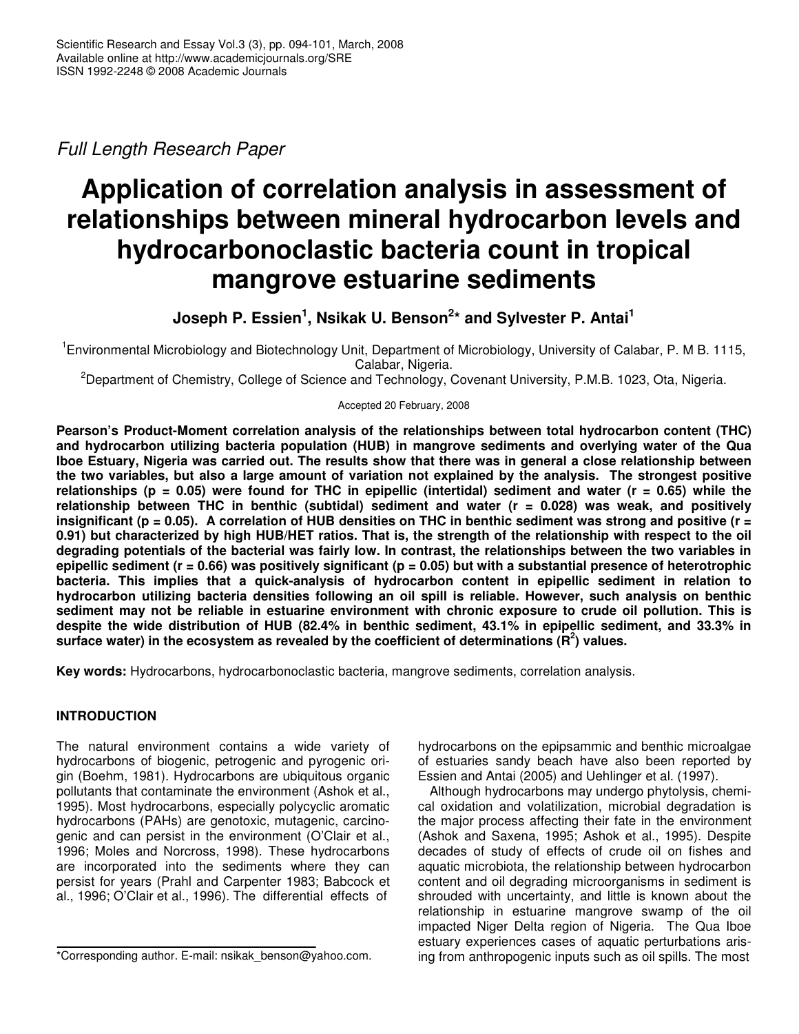*Full Length Research Paper*

# Application of correlation analysis in assessment of relationships between mineral hydrocarbon levels and hydrocarbonoclastic bacteria count in tropical mangrove estuarine sediments

**Joseph P. Essien[1], Nsikak U. Benson[2]* and Sylvester P. Antai[1]**

[1]Environmental Microbiology and Biotechnology Unit, Department of Microbiology, University of Calabar, P. M B. 1115, Calabar, Nigeria.

[2]Department of Chemistry, College of Science and Technology, Covenant University, P.M.B. 1023, Ota, Nigeria.

Accepted 20 February, 2008

**Pearson's Product-Moment correlation analysis of the relationships between total hydrocarbon content (THC) and hydrocarbon utilizing bacteria population (HUB) in mangrove sediments and overlying water of the Qua Iboe Estuary, Nigeria was carried out. The results show that there was in general a close relationship between the two variables, but also a large amount of variation not explained by the analysis. The strongest positive relationships ($p = 0.05$) were found for THC in epipellic (intertidal) sediment and water ($r = 0.65$) while the relationship between THC in benthic (subtidal) sediment and water ($r = 0.028$) was weak, and positively insignificant ($p = 0.05$). A correlation of HUB densities on THC in benthic sediment was strong and positive ($r = 0.91$) but characterized by high HUB/HET ratios. That is, the strength of the relationship with respect to the oil degrading potentials of the bacterial was fairly low. In contrast, the relationships between the two variables in epipellic sediment ($r = 0.66$) was positively significant ($p = 0.05$) but with a substantial presence of heterotrophic bacteria. This implies that a quick-analysis of hydrocarbon content in epipellic sediment in relation to hydrocarbon utilizing bacteria densities following an oil spill is reliable. However, such analysis on benthic sediment may not be reliable in estuarine environment with chronic exposure to crude oil pollution. This is despite the wide distribution of HUB (82.4% in benthic sediment, 43.1% in epipellic sediment, and 33.3% in surface water) in the ecosystem as revealed by the coefficient of determinations ($R^2$) values.**

**Key words:** Hydrocarbons, hydrocarbonoclastic bacteria, mangrove sediments, correlation analysis.

## INTRODUCTION

The natural environment contains a wide variety of hydrocarbons of biogenic, petrogenic and pyrogenic origin (Boehm, 1981). Hydrocarbons are ubiquitous organic pollutants that contaminate the environment (Ashok et al., 1995). Most hydrocarbons, especially polycyclic aromatic hydrocarbons (PAHs) are genotoxic, mutagenic, carcinogenic and can persist in the environment (O'Clair et al., 1996; Moles and Norcross, 1998). These hydrocarbons are incorporated into the sediments where they can persist for years (Prahl and Carpenter 1983; Babcock et al., 1996; O'Clair et al., 1996). The differential effects of hydrocarbons on the epipsammic and benthic microalgae of estuaries sandy beach have also been reported by Essien and Antai (2005) and Uehlinger et al. (1997).

Although hydrocarbons may undergo phytolysis, chemical oxidation and volatilization, microbial degradation is the major process affecting their fate in the environment (Ashok and Saxena, 1995; Ashok et al., 1995). Despite decades of study of effects of crude oil on fishes and aquatic microbiota, the relationship between hydrocarbon content and oil degrading microorganisms in sediment is shrouded with uncertainty, and little is known about the relationship in estuarine mangrove swamp of the oil impacted Niger Delta region of Nigeria. The Qua Iboe estuary experiences cases of aquatic perturbations arising from anthropogenic inputs such as oil spills. The most

*Corresponding author. E-mail: nsikak_benson@yahoo.com.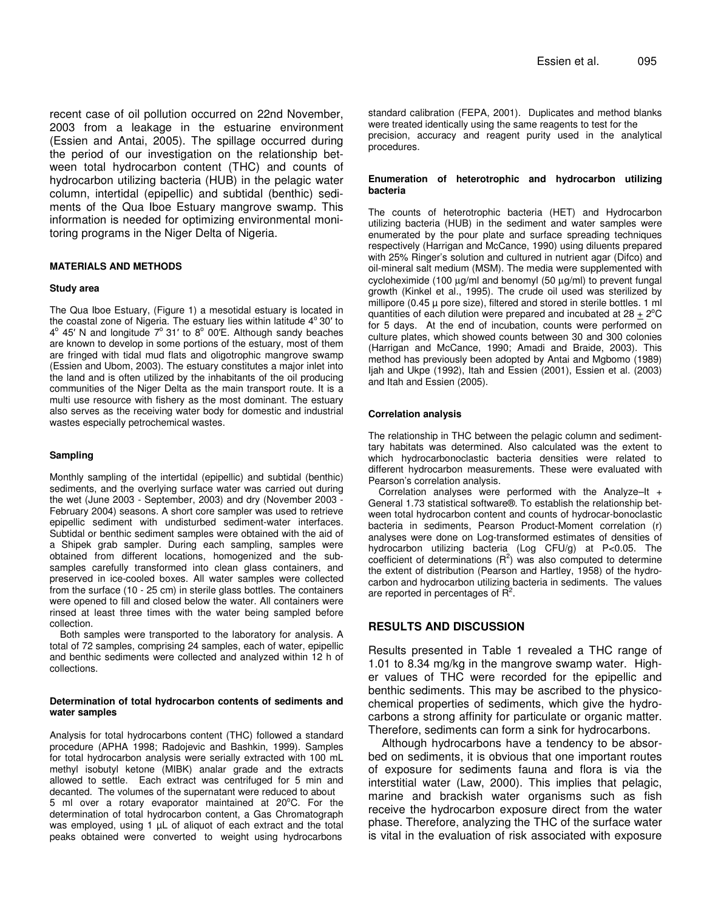recent case of oil pollution occurred on 22nd November, 2003 from a leakage in the estuarine environment (Essien and Antai, 2005). The spillage occurred during the period of our investigation on the relationship between total hydrocarbon content (THC) and counts of hydrocarbon utilizing bacteria (HUB) in the pelagic water column, intertidal (epipellic) and subtidal (benthic) sediments of the Qua Iboe Estuary mangrove swamp. This information is needed for optimizing environmental monitoring programs in the Niger Delta of Nigeria.

## MATERIALS AND METHODS

### Study area

The Qua Iboe Estuary, (Figure 1) a mesotidal estuary is located in the coastal zone of Nigeria. The estuary lies within latitude 4$^o$ 30′ to 4$^o$ 45′ N and longitude 7$^o$ 31′ to 8$^o$ 00′E. Although sandy beaches are known to develop in some portions of the estuary, most of them are fringed with tidal mud flats and oligotrophic mangrove swamp (Essien and Ubom, 2003). The estuary constitutes a major inlet into the land and is often utilized by the inhabitants of the oil producing communities of the Niger Delta as the main transport route. It is a multi use resource with fishery as the most dominant. The estuary also serves as the receiving water body for domestic and industrial wastes especially petrochemical wastes.

### Sampling

Monthly sampling of the intertidal (epipellic) and subtidal (benthic) sediments, and the overlying surface water was carried out during the wet (June 2003 - September, 2003) and dry (November 2003 - February 2004) seasons. A short core sampler was used to retrieve epipellic sediment with undisturbed sediment-water interfaces. Subtidal or benthic sediment samples were obtained with the aid of a Shipek grab sampler. During each sampling, samples were obtained from different locations, homogenized and the subsamples carefully transformed into clean glass containers, and preserved in ice-cooled boxes. All water samples were collected from the surface (10 - 25 cm) in sterile glass bottles. The containers were opened to fill and closed below the water. All containers were rinsed at least three times with the water being sampled before collection.

Both samples were transported to the laboratory for analysis. A total of 72 samples, comprising 24 samples, each of water, epipellic and benthic sediments were collected and analyzed within 12 h of collections.

### Determination of total hydrocarbon contents of sediments and water samples

Analysis for total hydrocarbons content (THC) followed a standard procedure (APHA 1998; Radojevic and Bashkin, 1999). Samples for total hydrocarbon analysis were serially extracted with 100 mL methyl isobutyl ketone (MIBK) analar grade and the extracts allowed to settle. Each extract was centrifuged for 5 min and decanted. The volumes of the supernatant were reduced to about 5 ml over a rotary evaporator maintained at 20$^o$C. For the determination of total hydrocarbon content, a Gas Chromatograph was employed, using 1 µL of aliquot of each extract and the total peaks obtained were converted to weight using hydrocarbons standard calibration (FEPA, 2001). Duplicates and method blanks were treated identically using the same reagents to test for the precision, accuracy and reagent purity used in the analytical procedures.

### Enumeration of heterotrophic and hydrocarbon utilizing bacteria

The counts of heterotrophic bacteria (HET) and Hydrocarbon utilizing bacteria (HUB) in the sediment and water samples were enumerated by the pour plate and surface spreading techniques respectively (Harrigan and McCance, 1990) using diluents prepared with 25% Ringer's solution and cultured in nutrient agar (Difco) and oil-mineral salt medium (MSM). The media were supplemented with cycloheximide (100 µg/ml and benomyl (50 µg/ml) to prevent fungal growth (Kinkel et al., 1995). The crude oil used was sterilized by millipore (0.45 µ pore size), filtered and stored in sterile bottles. 1 ml quantities of each dilution were prepared and incubated at 28 $\pm$ 2$^o$C for 5 days. At the end of incubation, counts were performed on culture plates, which showed counts between 30 and 300 colonies (Harrigan and McCance, 1990; Amadi and Braide, 2003). This method has previously been adopted by Antai and Mgbomo (1989) Ijah and Ukpe (1992), Itah and Essien (2001), Essien et al. (2003) and Itah and Essien (2005).

### Correlation analysis

The relationship in THC between the pelagic column and sedimenttary habitats was determined. Also calculated was the extent to which hydrocarbonoclastic bacteria densities were related to different hydrocarbon measurements. These were evaluated with Pearson's correlation analysis.

Correlation analyses were performed with the Analyze–It + General 1.73 statistical software®. To establish the relationship between total hydrocarbon content and counts of hydrocar-bonoclastic bacteria in sediments, Pearson Product-Moment correlation (r) analyses were done on Log-transformed estimates of densities of hydrocarbon utilizing bacteria (Log CFU/g) at $P<0.05$. The coefficient of determinations ($R^2$) was also computed to determine the extent of distribution (Pearson and Hartley, 1958) of the hydrocarbon and hydrocarbon utilizing bacteria in sediments. The values are reported in percentages of $R^2$.

## RESULTS AND DISCUSSION

Results presented in Table 1 revealed a THC range of 1.01 to 8.34 mg/kg in the mangrove swamp water. Higher values of THC were recorded for the epipellic and benthic sediments. This may be ascribed to the physicochemical properties of sediments, which give the hydrocarbons a strong affinity for particulate or organic matter. Therefore, sediments can form a sink for hydrocarbons.

Although hydrocarbons have a tendency to be absorbed on sediments, it is obvious that one important routes of exposure for sediments fauna and flora is via the interstitial water (Law, 2000). This implies that pelagic, marine and brackish water organisms such as fish receive the hydrocarbon exposure direct from the water phase. Therefore, analyzing the THC of the surface water is vital in the evaluation of risk associated with exposure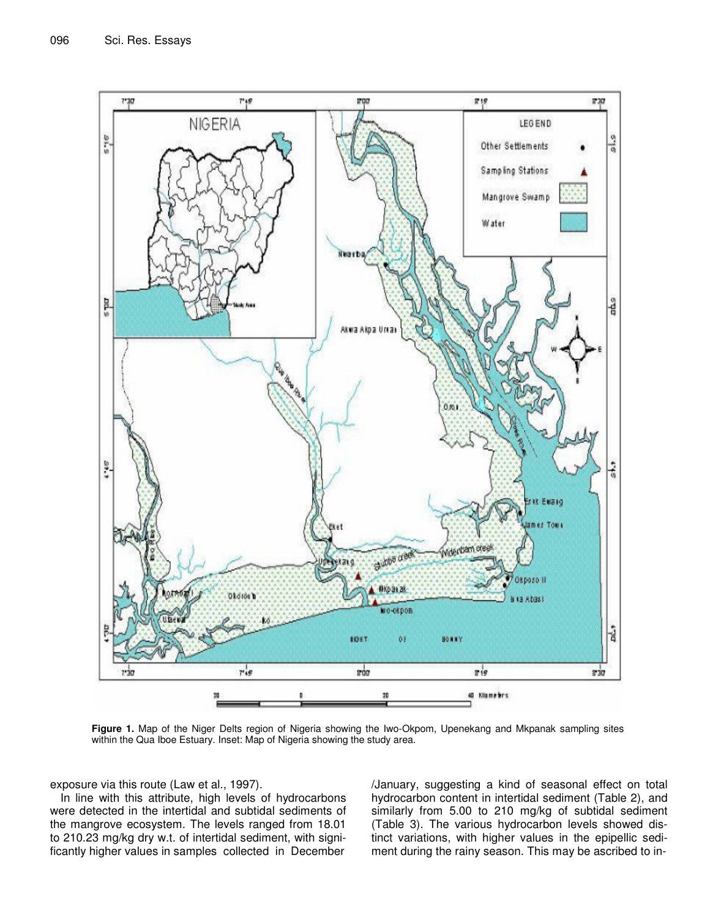**Figure 1.** Map of the Niger Delts region of Nigeria showing the Iwo-Okpom, Upenekang and Mkpanak sampling sites within the Qua Iboe Estuary. Inset: Map of Nigeria showing the study area.

exposure via this route (Law et al., 1997).

In line with this attribute, high levels of hydrocarbons were detected in the intertidal and subtidal sediments of the mangrove ecosystem. The levels ranged from 18.01 to 210.23 mg/kg dry w.t. of intertidal sediment, with significantly higher values in samples collected in December /January, suggesting a kind of seasonal effect on total hydrocarbon content in intertidal sediment (Table 2), and similarly from 5.00 to 210 mg/kg of subtidal sediment (Table 3). The various hydrocarbon levels showed distinct variations, with higher values in the epipellic sediment during the rainy season. This may be ascribed to in-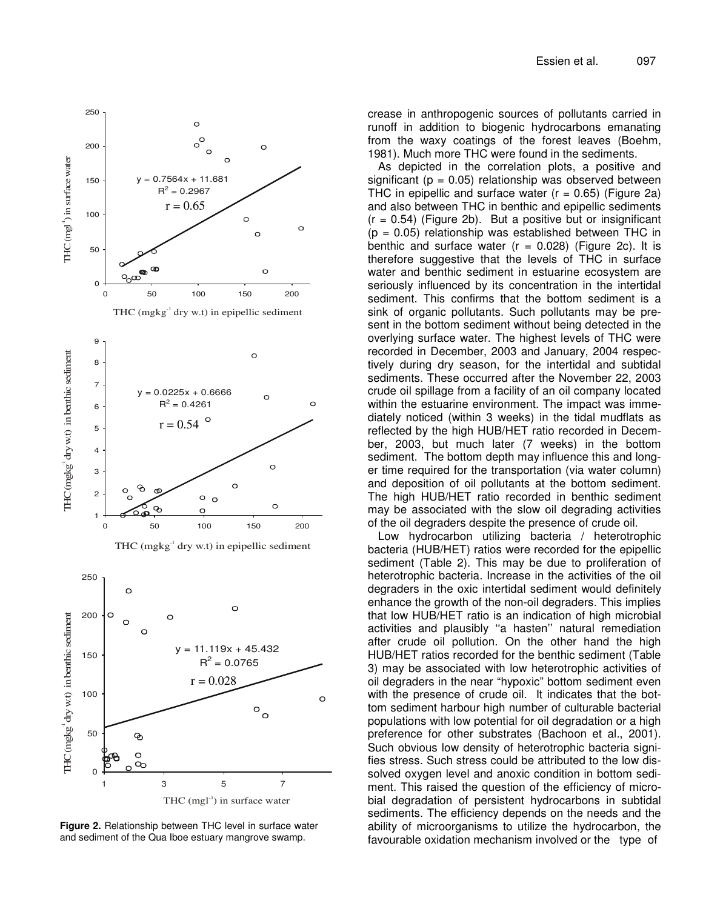Figure 2. Relationship between THC level in surface water and sediment of the Qua Iboe estuary mangrove swamp.

crease in anthropogenic sources of pollutants carried in runoff in addition to biogenic hydrocarbons emanating from the waxy coatings of the forest leaves (Boehm, 1981). Much more THC were found in the sediments.

As depicted in the correlation plots, a positive and significant ($p = 0.05$) relationship was observed between THC in epipellic and surface water ($r = 0.65$) (Figure 2a) and also between THC in benthic and epipellic sediments ($r = 0.54$) (Figure 2b). But a positive but or insignificant ($p = 0.05$) relationship was established between THC in benthic and surface water ($r = 0.028$) (Figure 2c). It is therefore suggestive that the levels of THC in surface water and benthic sediment in estuarine ecosystem are seriously influenced by its concentration in the intertidal sediment. This confirms that the bottom sediment is a sink of organic pollutants. Such pollutants may be present in the bottom sediment without being detected in the overlying surface water. The highest levels of THC were recorded in December, 2003 and January, 2004 respectively during dry season, for the intertidal and subtidal sediments. These occurred after the November 22, 2003 crude oil spillage from a facility of an oil company located within the estuarine environment. The impact was immediately noticed (within 3 weeks) in the tidal mudflats as reflected by the high HUB/HET ratio recorded in December, 2003, but much later (7 weeks) in the bottom sediment. The bottom depth may influence this and longer time required for the transportation (via water column) and deposition of oil pollutants at the bottom sediment. The high HUB/HET ratio recorded in benthic sediment may be associated with the slow oil degrading activities of the oil degraders despite the presence of crude oil.

Low hydrocarbon utilizing bacteria / heterotrophic bacteria (HUB/HET) ratios were recorded for the epipellic sediment (Table 2). This may be due to proliferation of heterotrophic bacteria. Increase in the activities of the oil degraders in the oxic intertidal sediment would definitely enhance the growth of the non-oil degraders. This implies that low HUB/HET ratio is an indication of high microbial activities and plausibly ''a hasten'' natural remediation after crude oil pollution. On the other hand the high HUB/HET ratios recorded for the benthic sediment (Table 3) may be associated with low heterotrophic activities of oil degraders in the near "hypoxic" bottom sediment even with the presence of crude oil. It indicates that the bottom sediment harbour high number of culturable bacterial populations with low potential for oil degradation or a high preference for other substrates (Bachoon et al., 2001). Such obvious low density of heterotrophic bacteria signifies stress. Such stress could be attributed to the low dissolved oxygen level and anoxic condition in bottom sediment. This raised the question of the efficiency of microbial degradation of persistent hydrocarbons in subtidal sediments. The efficiency depends on the needs and the ability of microorganisms to utilize the hydrocarbon, the favourable oxidation mechanism involved or the type of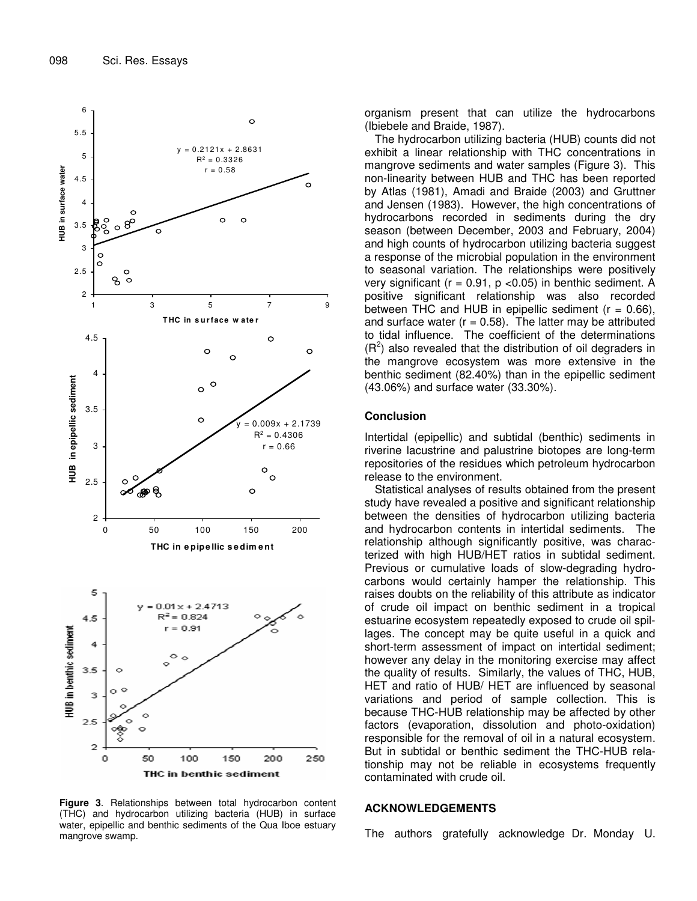organism present that can utilize the hydrocarbons (Ibiebele and Braide, 1987).

The hydrocarbon utilizing bacteria (HUB) counts did not exhibit a linear relationship with THC concentrations in mangrove sediments and water samples (Figure 3). This non-linearity between HUB and THC has been reported by Atlas (1981), Amadi and Braide (2003) and Gruttner and Jensen (1983). However, the high concentrations of hydrocarbons recorded in sediments during the dry season (between December, 2003 and February, 2004) and high counts of hydrocarbon utilizing bacteria suggest a response of the microbial population in the environment to seasonal variation. The relationships were positively very significant ($r = 0.91$, $p < 0.05$) in benthic sediment. A positive significant relationship was also recorded between THC and HUB in epipellic sediment ($r = 0.66$), and surface water ($r = 0.58$). The latter may be attributed to tidal influence. The coefficient of the determinations ($R^2$) also revealed that the distribution of oil degraders in the mangrove ecosystem was more extensive in the benthic sediment (82.40%) than in the epipellic sediment (43.06%) and surface water (33.30%).

Figure 3. Relationships between total hydrocarbon content (THC) and hydrocarbon utilizing bacteria (HUB) in surface water, epipellic and benthic sediments of the Qua Iboe estuary mangrove swamp.

## Conclusion

Intertidal (epipellic) and subtidal (benthic) sediments in riverine lacustrine and palustrine biotopes are long-term repositories of the residues which petroleum hydrocarbon release to the environment.

Statistical analyses of results obtained from the present study have revealed a positive and significant relationship between the densities of hydrocarbon utilizing bacteria and hydrocarbon contents in intertidal sediments. The relationship although significantly positive, was characterized with high HUB/HET ratios in subtidal sediment. Previous or cumulative loads of slow-degrading hydrocarbons would certainly hamper the relationship. This raises doubts on the reliability of this attribute as indicator of crude oil impact on benthic sediment in a tropical estuarine ecosystem repeatedly exposed to crude oil spillages. The concept may be quite useful in a quick and short-term assessment of impact on intertidal sediment; however any delay in the monitoring exercise may affect the quality of results. Similarly, the values of THC, HUB, HET and ratio of HUB/ HET are influenced by seasonal variations and period of sample collection. This is because THC-HUB relationship may be affected by other factors (evaporation, dissolution and photo-oxidation) responsible for the removal of oil in a natural ecosystem. But in subtidal or benthic sediment the THC-HUB relationship may not be reliable in ecosystems frequently contaminated with crude oil.

## ACKNOWLEDGEMENTS

The authors gratefully acknowledge Dr. Monday U.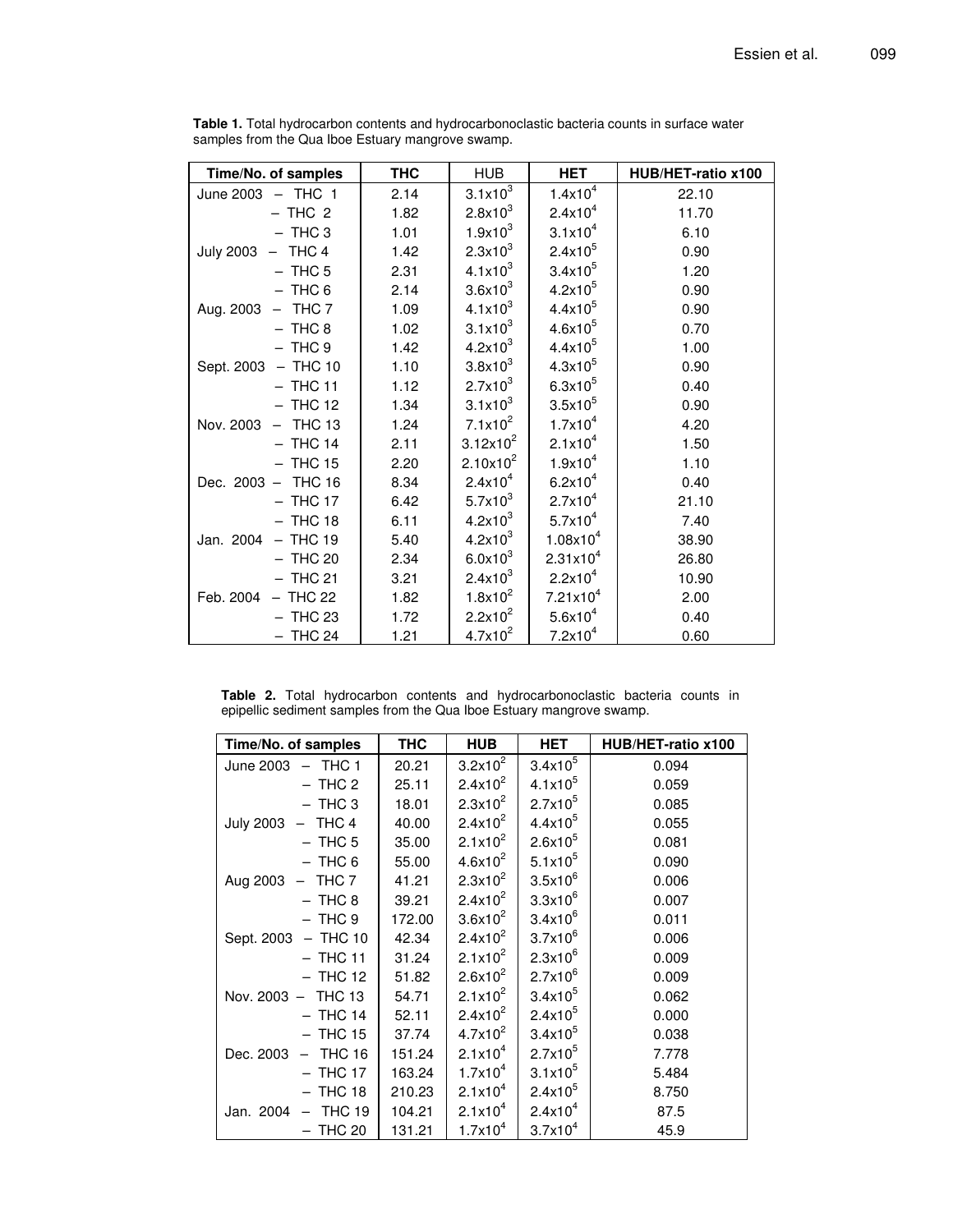**Table 1.** Total hydrocarbon contents and hydrocarbonoclastic bacteria counts in surface water samples from the Qua Iboe Estuary mangrove swamp.

| Time/No. of samples | THC | HUB | HET | HUB/HET-ratio x100 |
|---|---|---|---|---|
| June 2003 – THC 1 | 2.14 | $3.1x10^3$ | $1.4x10^4$ | 22.10 |
| – THC 2 | 1.82 | $2.8x10^3$ | $2.4x10^4$ | 11.70 |
| – THC 3 | 1.01 | $1.9x10^3$ | $3.1x10^4$ | 6.10 |
| July 2003 – THC 4 | 1.42 | $2.3x10^3$ | $2.4x10^5$ | 0.90 |
| – THC 5 | 2.31 | $4.1x10^3$ | $3.4x10^5$ | 1.20 |
| – THC 6 | 2.14 | $3.6x10^3$ | $4.2x10^5$ | 0.90 |
| Aug. 2003 – THC 7 | 1.09 | $4.1x10^3$ | $4.4x10^5$ | 0.90 |
| – THC 8 | 1.02 | $3.1x10^3$ | $4.6x10^5$ | 0.70 |
| – THC 9 | 1.42 | $4.2x10^3$ | $4.4x10^5$ | 1.00 |
| Sept. 2003 – THC 10 | 1.10 | $3.8x10^3$ | $4.3x10^5$ | 0.90 |
| – THC 11 | 1.12 | $2.7x10^3$ | $6.3x10^5$ | 0.40 |
| – THC 12 | 1.34 | $3.1x10^3$ | $3.5x10^5$ | 0.90 |
| Nov. 2003 – THC 13 | 1.24 | $7.1x10^2$ | $1.7x10^4$ | 4.20 |
| – THC 14 | 2.11 | $3.12x10^2$ | $2.1x10^4$ | 1.50 |
| – THC 15 | 2.20 | $2.10x10^2$ | $1.9x10^4$ | 1.10 |
| Dec. 2003 – THC 16 | 8.34 | $2.4x10^4$ | $6.2x10^4$ | 0.40 |
| – THC 17 | 6.42 | $5.7x10^3$ | $2.7x10^4$ | 21.10 |
| – THC 18 | 6.11 | $4.2x10^3$ | $5.7x10^4$ | 7.40 |
| Jan. 2004 – THC 19 | 5.40 | $4.2x10^3$ | $1.08x10^4$ | 38.90 |
| – THC 20 | 2.34 | $6.0x10^3$ | $2.31x10^4$ | 26.80 |
| – THC 21 | 3.21 | $2.4x10^3$ | $2.2x10^4$ | 10.90 |
| Feb. 2004 – THC 22 | 1.82 | $1.8x10^2$ | $7.21x10^4$ | 2.00 |
| – THC 23 | 1.72 | $2.2x10^2$ | $5.6x10^4$ | 0.40 |
| – THC 24 | 1.21 | $4.7x10^2$ | $7.2x10^4$ | 0.60 |

**Table 2.** Total hydrocarbon contents and hydrocarbonoclastic bacteria counts in epipellic sediment samples from the Qua Iboe Estuary mangrove swamp.

| Time/No. of samples | THC | HUB | HET | HUB/HET-ratio x100 |
|---|---|---|---|---|
| June 2003 – THC 1 | 20.21 | $3.2x10^2$ | $3.4x10^5$ | 0.094 |
| – THC 2 | 25.11 | $2.4x10^2$ | $4.1x10^5$ | 0.059 |
| – THC 3 | 18.01 | $2.3x10^2$ | $2.7x10^5$ | 0.085 |
| July 2003 – THC 4 | 40.00 | $2.4x10^2$ | $4.4x10^5$ | 0.055 |
| – THC 5 | 35.00 | $2.1x10^2$ | $2.6x10^5$ | 0.081 |
| – THC 6 | 55.00 | $4.6x10^2$ | $5.1x10^5$ | 0.090 |
| Aug 2003 – THC 7 | 41.21 | $2.3x10^2$ | $3.5x10^6$ | 0.006 |
| – THC 8 | 39.21 | $2.4x10^2$ | $3.3x10^6$ | 0.007 |
| – THC 9 | 172.00 | $3.6x10^2$ | $3.4x10^6$ | 0.011 |
| Sept. 2003 – THC 10 | 42.34 | $2.4x10^2$ | $3.7x10^6$ | 0.006 |
| – THC 11 | 31.24 | $2.1x10^2$ | $2.3x10^6$ | 0.009 |
| – THC 12 | 51.82 | $2.6x10^2$ | $2.7x10^6$ | 0.009 |
| Nov. 2003 – THC 13 | 54.71 | $2.1x10^2$ | $3.4x10^5$ | 0.062 |
| – THC 14 | 52.11 | $2.4x10^2$ | $2.4x10^5$ | 0.000 |
| – THC 15 | 37.74 | $4.7x10^2$ | $3.4x10^5$ | 0.038 |
| Dec. 2003 – THC 16 | 151.24 | $2.1x10^4$ | $2.7x10^5$ | 7.778 |
| – THC 17 | 163.24 | $1.7x10^4$ | $3.1x10^5$ | 5.484 |
| – THC 18 | 210.23 | $2.1x10^4$ | $2.4x10^5$ | 8.750 |
| Jan. 2004 – THC 19 | 104.21 | $2.1x10^4$ | $2.4x10^4$ | 87.5 |
| – THC 20 | 131.21 | $1.7x10^4$ | $3.7x10^4$ | 45.9 |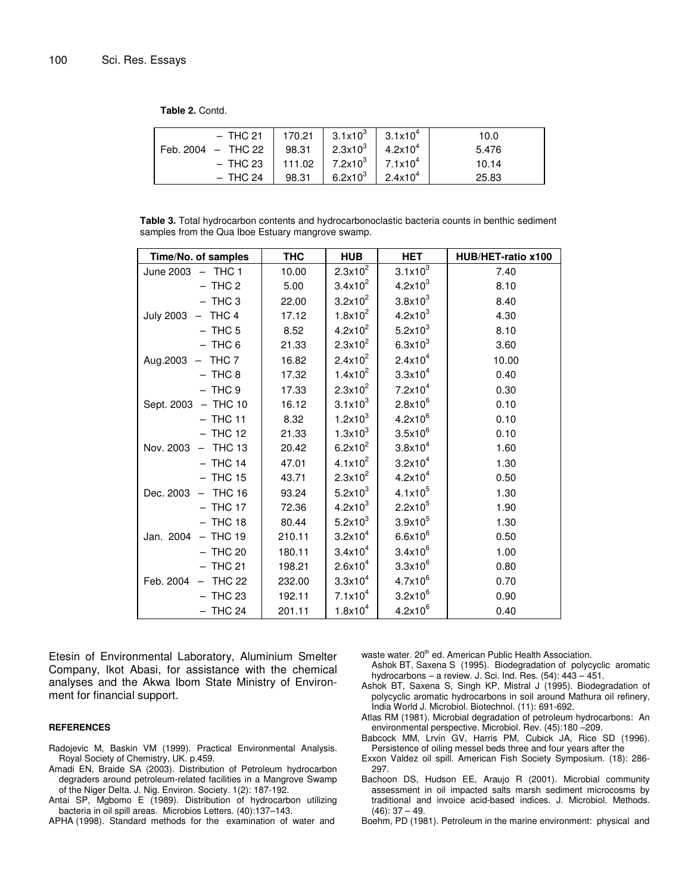**Table 2.** Contd.

| | | | |
|---|---|---|---|
| – THC 21 | 170.21 | $3.1x10^3$ | $3.1x10^4$ | 10.0 |
| Feb. 2004 – THC 22 | 98.31 | $2.3x10^3$ | $4.2x10^4$ | 5.476 |
| – THC 23 | 111.02 | $7.2x10^3$ | $7.1x10^4$ | 10.14 |
| – THC 24 | 98.31 | $6.2x10^3$ | $2.4x10^4$ | 25.83 |

**Table 3.** Total hydrocarbon contents and hydrocarbonoclastic bacteria counts in benthic sediment samples from the Qua Iboe Estuary mangrove swamp.

| Time/No. of samples | THC | HUB | HET | HUB/HET-ratio x100 |
|---|---|---|---|---|
| June 2003 – THC 1 | 10.00 | $2.3x10^2$ | $3.1x10^3$ | 7.40 |
| – THC 2 | 5.00 | $3.4x10^2$ | $4.2x10^3$ | 8.10 |
| – THC 3 | 22.00 | $3.2x10^2$ | $3.8x10^3$ | 8.40 |
| July 2003 – THC 4 | 17.12 | $1.8x10^2$ | $4.2x10^3$ | 4.30 |
| – THC 5 | 8.52 | $4.2x10^2$ | $5.2x10^3$ | 8.10 |
| – THC 6 | 21.33 | $2.3x10^2$ | $6.3x10^3$ | 3.60 |
| Aug.2003 – THC 7 | 16.82 | $2.4x10^2$ | $2.4x10^4$ | 10.00 |
| – THC 8 | 17.32 | $1.4x10^2$ | $3.3x10^4$ | 0.40 |
| – THC 9 | 17.33 | $2.3x10^2$ | $7.2x10^4$ | 0.30 |
| Sept. 2003 – THC 10 | 16.12 | $3.1x10^3$ | $2.8x10^6$ | 0.10 |
| – THC 11 | 8.32 | $1.2x10^3$ | $4.2x10^6$ | 0.10 |
| – THC 12 | 21.33 | $1.3x10^3$ | $3.5x10^6$ | 0.10 |
| Nov. 2003 – THC 13 | 20.42 | $6.2x10^2$ | $3.8x10^4$ | 1.60 |
| – THC 14 | 47.01 | $4.1x10^2$ | $3.2x10^4$ | 1.30 |
| – THC 15 | 43.71 | $2.3x10^2$ | $4.2x10^4$ | 0.50 |
| Dec. 2003 – THC 16 | 93.24 | $5.2x10^3$ | $4.1x10^5$ | 1.30 |
| – THC 17 | 72.36 | $4.2x10^3$ | $2.2x10^5$ | 1.90 |
| – THC 18 | 80.44 | $5.2x10^3$ | $3.9x10^5$ | 1.30 |
| Jan. 2004 – THC 19 | 210.11 | $3.2x10^4$ | $6.6x10^6$ | 0.50 |
| – THC 20 | 180.11 | $3.4x10^4$ | $3.4x10^6$ | 1.00 |
| – THC 21 | 198.21 | $2.6x10^4$ | $3.3x10^6$ | 0.80 |
| Feb. 2004 – THC 22 | 232.00 | $3.3x10^4$ | $4.7x10^6$ | 0.70 |
| – THC 23 | 192.11 | $7.1x10^4$ | $3.2x10^6$ | 0.90 |
| – THC 24 | 201.11 | $1.8x10^4$ | $4.2x10^6$ | 0.40 |

Etesin of Environmental Laboratory, Aluminium Smelter Company, Ikot Abasi, for assistance with the chemical analyses and the Akwa Ibom State Ministry of Environment for financial support.

#### REFERENCES

Radojevic M, Baskin VM (1999). Practical Environmental Analysis. Royal Society of Chemistry, UK. p.459.

Amadi EN, Braide SA (2003). Distribution of Petroleum hydrocarbon degraders around petroleum-related facilities in a Mangrove Swamp of the Niger Delta. J. Nig. Environ. Society. 1(2): 187-192.

Antai SP, Mgbomo E (1989). Distribution of hydrocarbon utilizing bacteria in oil spill areas. Microbios Letters. (40):137–143.

APHA (1998). Standard methods for the examination of water and waste water. 20[th] ed. American Public Health Association.

Ashok BT, Saxena S (1995). Biodegradation of polycyclic aromatic hydrocarbons – a review. J. Sci. Ind. Res. (54): 443 – 451.

Ashok BT, Saxena S, Singh KP, Mistral J (1995). Biodegradation of polycyclic aromatic hydrocarbons in soil around Mathura oil refinery, India World J. Microbiol. Biotechnol. (11): 691-692.

Atlas RM (1981). Microbial degradation of petroleum hydrocarbons: An environmental perspective. Microbiol. Rev. (45):180 –209.

Babcock MM, Lrvin GV, Harris PM, Cubick JA, Rice SD (1996). Persistence of oiling messel beds three and four years after the Exxon Valdez oil spill. American Fish Society Symposium. (18): 286-297.

Bachoon DS, Hudson EE, Araujo R (2001). Microbial community assessment in oil impacted salts marsh sediment microcosms by traditional and invoice acid-based indices. J. Microbiol. Methods. (46): 37 – 49.

Boehm, PD (1981). Petroleum in the marine environment: physical and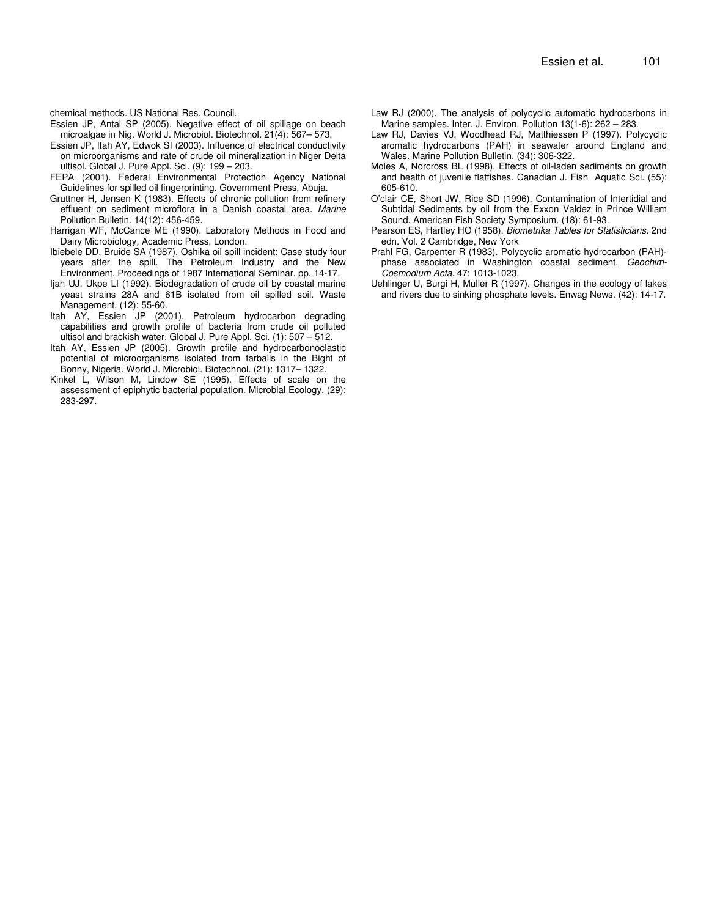chemical methods. US National Res. Council.

Essien JP, Antai SP (2005). Negative effect of oil spillage on beach microalgae in Nig. World J. Microbiol. Biotechnol. 21(4): 567– 573.

Essien JP, Itah AY, Edwok SI (2003). Influence of electrical conductivity on microorganisms and rate of crude oil mineralization in Niger Delta ultisol. Global J. Pure Appl. Sci. (9): 199 – 203.

FEPA (2001). Federal Environmental Protection Agency National Guidelines for spilled oil fingerprinting. Government Press, Abuja.

Gruttner H, Jensen K (1983). Effects of chronic pollution from refinery effluent on sediment microflora in a Danish coastal area. *Marine* Pollution Bulletin. 14(12): 456-459.

Harrigan WF, McCance ME (1990). Laboratory Methods in Food and Dairy Microbiology*,* Academic Press, London.

Ibiebele DD, Bruide SA (1987). Oshika oil spill incident: Case study four years after the spill. The Petroleum Industry and the New Environment. Proceedings of 1987 International Seminar. pp. 14-17.

Ijah UJ, Ukpe LI (1992). Biodegradation of crude oil by coastal marine yeast strains 28A and 61B isolated from oil spilled soil. Waste Management. (12): 55-60.

Itah AY, Essien JP (2001). Petroleum hydrocarbon degrading capabilities and growth profile of bacteria from crude oil polluted ultisol and brackish water. Global J. Pure Appl. Sci. (1): 507 – 512.

Itah AY, Essien JP (2005). Growth profile and hydrocarbonoclastic potential of microorganisms isolated from tarballs in the Bight of Bonny, Nigeria. World J. Microbiol. Biotechnol. (21): 1317– 1322.

Kinkel L, Wilson M, Lindow SE (1995). Effects of scale on the assessment of epiphytic bacterial population. Microbial Ecology. (29): 283-297.

Law RJ (2000). The analysis of polycyclic automatic hydrocarbons in Marine samples. Inter. J. Environ. Pollution 13(1-6): 262 – 283.

Law RJ, Davies VJ, Woodhead RJ, Matthiessen P (1997). Polycyclic aromatic hydrocarbons (PAH) in seawater around England and Wales. Marine Pollution Bulletin. (34): 306-322.

Moles A, Norcross BL (1998). Effects of oil-laden sediments on growth and health of juvenile flatfishes. Canadian J. Fish Aquatic Sci. (55): 605-610.

O'clair CE, Short JW, Rice SD (1996). Contamination of Intertidial and Subtidal Sediments by oil from the Exxon Valdez in Prince William Sound. American Fish Society Symposium. (18): 61-93.

Pearson ES, Hartley HO (1958). *Biometrika Tables for Statisticians.* 2nd edn. Vol. 2 Cambridge, New York

Prahl FG, Carpenter R (1983). Polycyclic aromatic hydrocarbon (PAH)-phase associated in Washington coastal sediment. *Geochim-Cosmodium Acta.* 47: 1013-1023.

Uehlinger U, Burgi H, Muller R (1997). Changes in the ecology of lakes and rivers due to sinking phosphate levels. Enwag News. (42): 14-17.